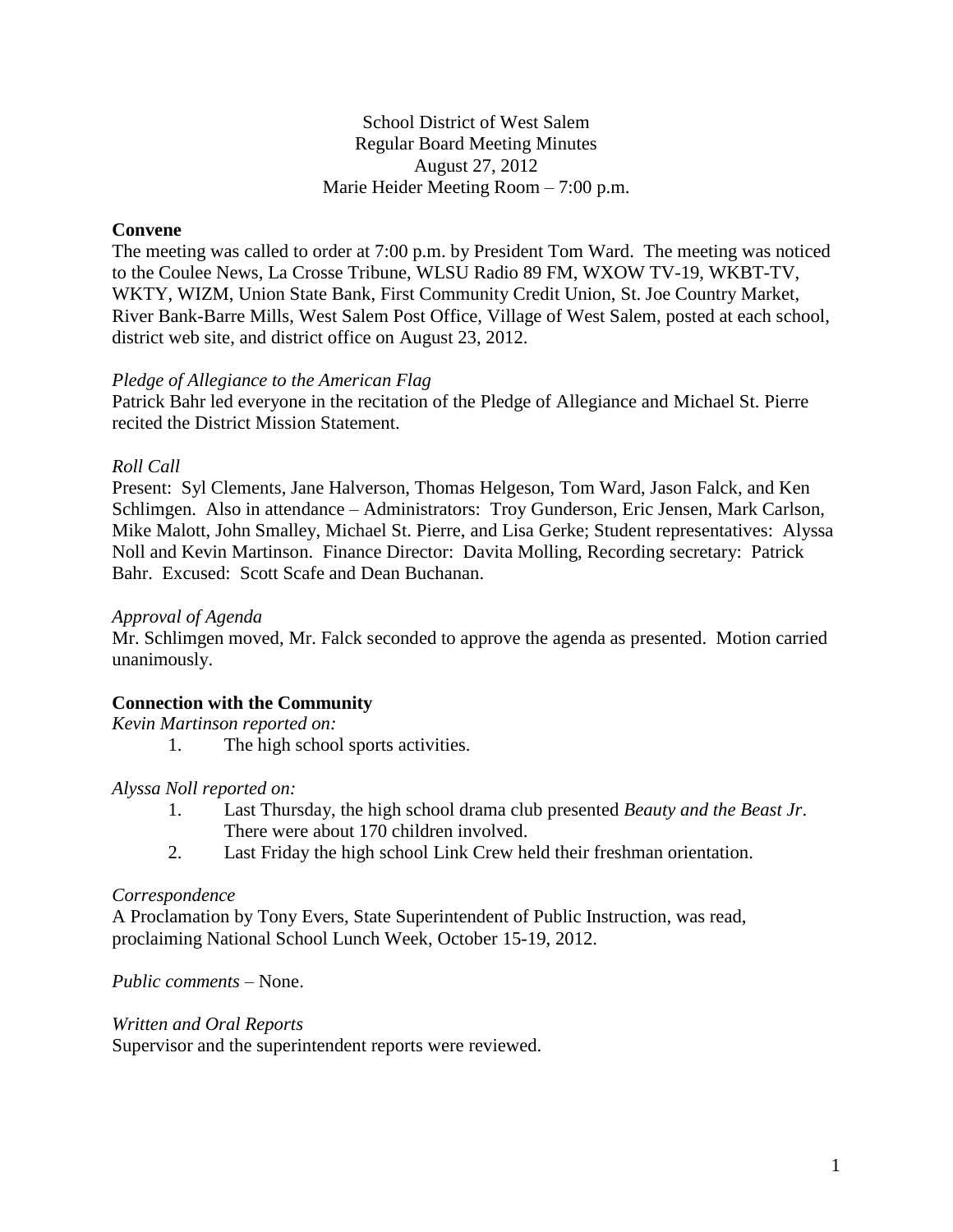School District of West Salem
Regular Board Meeting Minutes
August 27, 2012
Marie Heider Meeting Room – 7:00 p.m.

**Convene**

The meeting was called to order at 7:00 p.m. by President Tom Ward. The meeting was noticed to the Coulee News, La Crosse Tribune, WLSU Radio 89 FM, WXOW TV-19, WKBT-TV, WKTY, WIZM, Union State Bank, First Community Credit Union, St. Joe Country Market, River Bank-Barre Mills, West Salem Post Office, Village of West Salem, posted at each school, district web site, and district office on August 23, 2012.

*Pledge of Allegiance to the American Flag*

Patrick Bahr led everyone in the recitation of the Pledge of Allegiance and Michael St. Pierre recited the District Mission Statement.

*Roll Call*

Present: Syl Clements, Jane Halverson, Thomas Helgeson, Tom Ward, Jason Falck, and Ken Schlimgen. Also in attendance – Administrators: Troy Gunderson, Eric Jensen, Mark Carlson, Mike Malott, John Smalley, Michael St. Pierre, and Lisa Gerke; Student representatives: Alyssa Noll and Kevin Martinson. Finance Director: Davita Molling, Recording secretary: Patrick Bahr. Excused: Scott Scafe and Dean Buchanan.

*Approval of Agenda*

Mr. Schlimgen moved, Mr. Falck seconded to approve the agenda as presented. Motion carried unanimously.

**Connection with the Community**

*Kevin Martinson reported on:*

1. The high school sports activities.

*Alyssa Noll reported on:*

1. Last Thursday, the high school drama club presented *Beauty and the Beast Jr*. There were about 170 children involved.
2. Last Friday the high school Link Crew held their freshman orientation.

*Correspondence*

A Proclamation by Tony Evers, State Superintendent of Public Instruction, was read, proclaiming National School Lunch Week, October 15-19, 2012.

*Public comments* – None.

*Written and Oral Reports*

Supervisor and the superintendent reports were reviewed.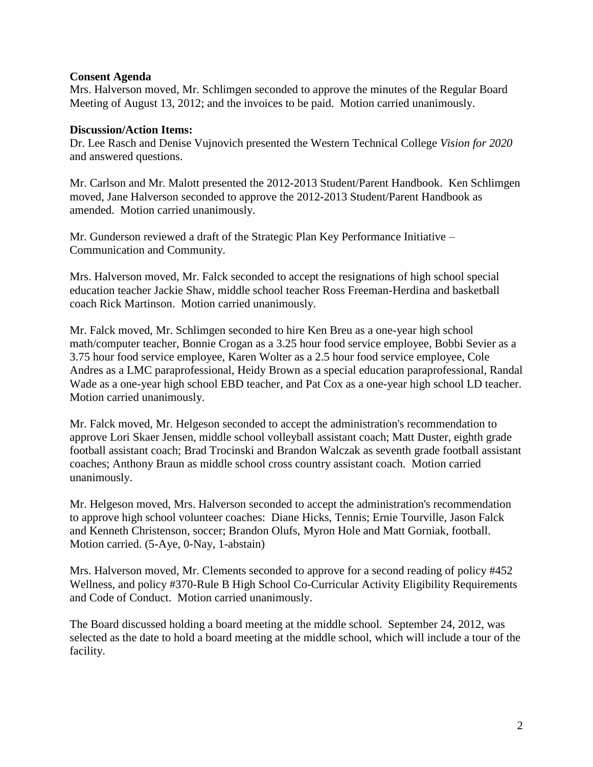**Consent Agenda**

Mrs. Halverson moved, Mr. Schlimgen seconded to approve the minutes of the Regular Board Meeting of August 13, 2012; and the invoices to be paid. Motion carried unanimously.

**Discussion/Action Items:**

Dr. Lee Rasch and Denise Vujnovich presented the Western Technical College *Vision for 2020* and answered questions.

Mr. Carlson and Mr. Malott presented the 2012-2013 Student/Parent Handbook. Ken Schlimgen moved, Jane Halverson seconded to approve the 2012-2013 Student/Parent Handbook as amended. Motion carried unanimously.

Mr. Gunderson reviewed a draft of the Strategic Plan Key Performance Initiative – Communication and Community.

Mrs. Halverson moved, Mr. Falck seconded to accept the resignations of high school special education teacher Jackie Shaw, middle school teacher Ross Freeman-Herdina and basketball coach Rick Martinson. Motion carried unanimously.

Mr. Falck moved, Mr. Schlimgen seconded to hire Ken Breu as a one-year high school math/computer teacher, Bonnie Crogan as a 3.25 hour food service employee, Bobbi Sevier as a 3.75 hour food service employee, Karen Wolter as a 2.5 hour food service employee, Cole Andres as a LMC paraprofessional, Heidy Brown as a special education paraprofessional, Randal Wade as a one-year high school EBD teacher, and Pat Cox as a one-year high school LD teacher. Motion carried unanimously.

Mr. Falck moved, Mr. Helgeson seconded to accept the administration's recommendation to approve Lori Skaer Jensen, middle school volleyball assistant coach; Matt Duster, eighth grade football assistant coach; Brad Trocinski and Brandon Walczak as seventh grade football assistant coaches; Anthony Braun as middle school cross country assistant coach. Motion carried unanimously.

Mr. Helgeson moved, Mrs. Halverson seconded to accept the administration's recommendation to approve high school volunteer coaches: Diane Hicks, Tennis; Ernie Tourville, Jason Falck and Kenneth Christenson, soccer; Brandon Olufs, Myron Hole and Matt Gorniak, football. Motion carried. (5-Aye, 0-Nay, 1-abstain)

Mrs. Halverson moved, Mr. Clements seconded to approve for a second reading of policy #452 Wellness, and policy #370-Rule B High School Co-Curricular Activity Eligibility Requirements and Code of Conduct. Motion carried unanimously.

The Board discussed holding a board meeting at the middle school. September 24, 2012, was selected as the date to hold a board meeting at the middle school, which will include a tour of the facility.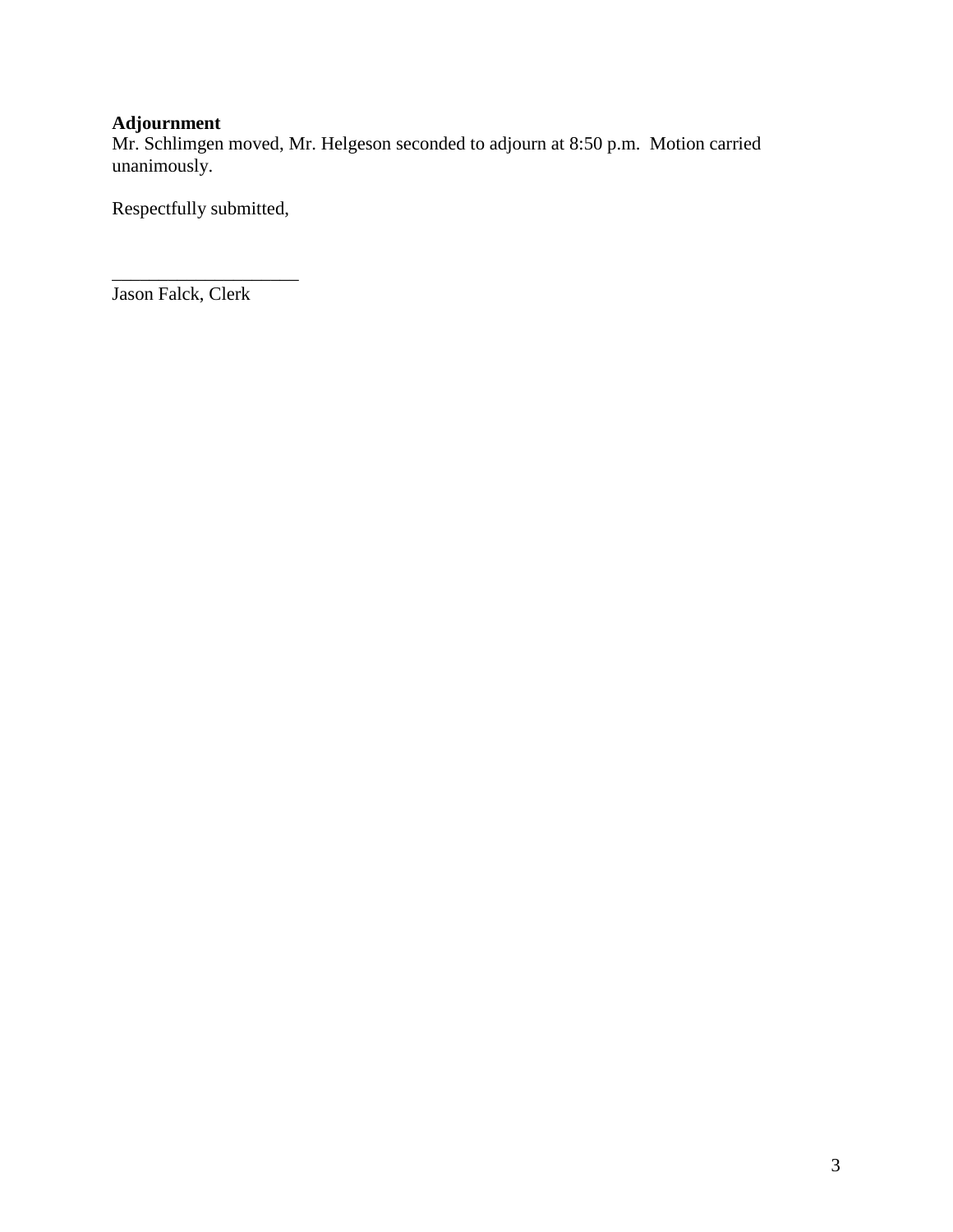**Adjournment**
Mr. Schlimgen moved, Mr. Helgeson seconded to adjourn at 8:50 p.m. Motion carried unanimously.

Respectfully submitted,

____________________
Jason Falck, Clerk